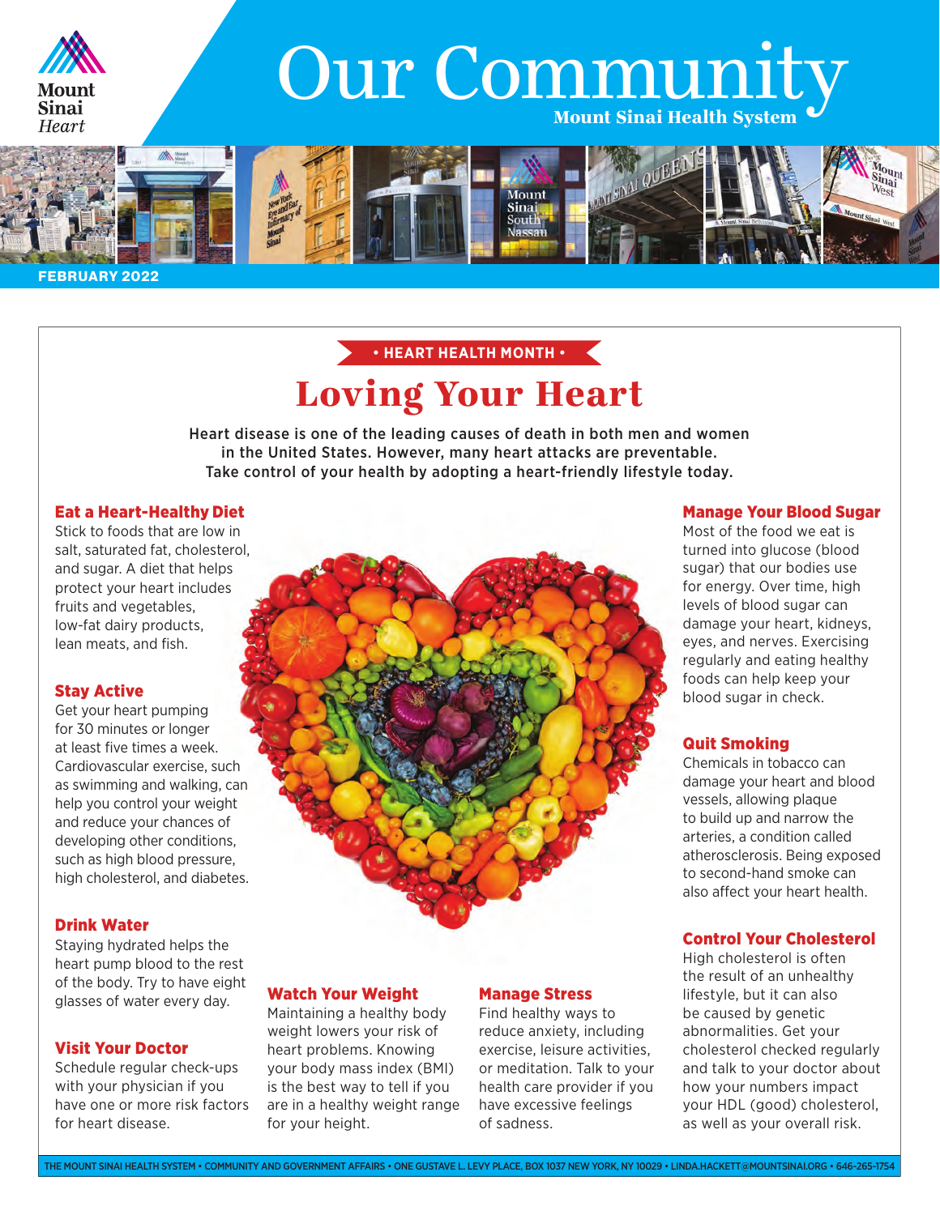Mount Sinai Heart

# Our Community

Mount Sinai Health System

FEBRUARY 2022

• HEART HEALTH MONTH •

## Loving Your Heart

Heart disease is one of the leading causes of death in both men and women in the United States. However, many heart attacks are preventable. Take control of your health by adopting a heart-friendly lifestyle today.

### Eat a Heart-Healthy Diet

Stick to foods that are low in salt, saturated fat, cholesterol, and sugar. A diet that helps protect your heart includes fruits and vegetables, low-fat dairy products, lean meats, and fish.

### Stay Active

Get your heart pumping for 30 minutes or longer at least five times a week. Cardiovascular exercise, such as swimming and walking, can help you control your weight and reduce your chances of developing other conditions, such as high blood pressure, high cholesterol, and diabetes.

### Drink Water

Staying hydrated helps the heart pump blood to the rest of the body. Try to have eight glasses of water every day.

### Visit Your Doctor

Schedule regular check-ups with your physician if you have one or more risk factors for heart disease.

### Watch Your Weight

Maintaining a healthy body weight lowers your risk of heart problems. Knowing your body mass index (BMI) is the best way to tell if you are in a healthy weight range for your height.

### Manage Stress

Find healthy ways to reduce anxiety, including exercise, leisure activities, or meditation. Talk to your health care provider if you have excessive feelings of sadness.

### Manage Your Blood Sugar

Most of the food we eat is turned into glucose (blood sugar) that our bodies use for energy. Over time, high levels of blood sugar can damage your heart, kidneys, eyes, and nerves. Exercising regularly and eating healthy foods can help keep your blood sugar in check.

### Quit Smoking

Chemicals in tobacco can damage your heart and blood vessels, allowing plaque to build up and narrow the arteries, a condition called atherosclerosis. Being exposed to second-hand smoke can also affect your heart health.

### Control Your Cholesterol

High cholesterol is often the result of an unhealthy lifestyle, but it can also be caused by genetic abnormalities. Get your cholesterol checked regularly and talk to your doctor about how your numbers impact your HDL (good) cholesterol, as well as your overall risk.

THE MOUNT SINAI HEALTH SYSTEM • COMMUNITY AND GOVERNMENT AFFAIRS • ONE GUSTAVE L. LEVY PLACE, BOX 1037 NEW YORK, NY 10029 • LINDA.HACKETT@MOUNTSINAI.ORG • 646-265-1754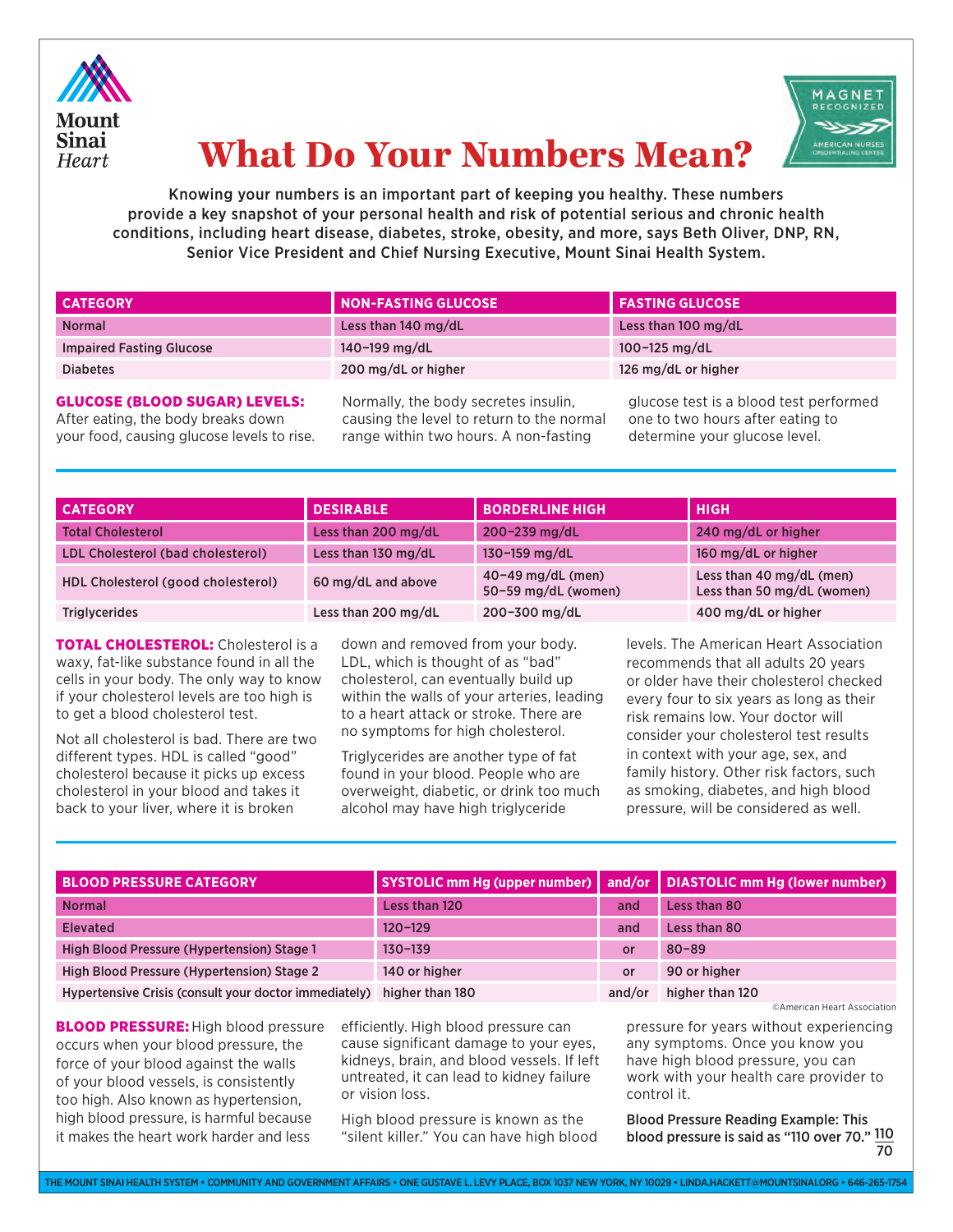Mount Sinai Heart

# What Do Your Numbers Mean?

Knowing your numbers is an important part of keeping you healthy. These numbers provide a key snapshot of your personal health and risk of potential serious and chronic health conditions, including heart disease, diabetes, stroke, obesity, and more, says Beth Oliver, DNP, RN, Senior Vice President and Chief Nursing Executive, Mount Sinai Health System.

| CATEGORY | NON-FASTING GLUCOSE | FASTING GLUCOSE |
|---|---|---|
| Normal | Less than 140 mg/dL | Less than 100 mg/dL |
| Impaired Fasting Glucose | 140–199 mg/dL | 100–125 mg/dL |
| Diabetes | 200 mg/dL or higher | 126 mg/dL or higher |

**GLUCOSE (BLOOD SUGAR) LEVELS:** After eating, the body breaks down your food, causing glucose levels to rise. Normally, the body secretes insulin, causing the level to return to the normal range within two hours. A non-fasting glucose test is a blood test performed one to two hours after eating to determine your glucose level.

| CATEGORY | DESIRABLE | BORDERLINE HIGH | HIGH |
|---|---|---|---|
| Total Cholesterol | Less than 200 mg/dL | 200–239 mg/dL | 240 mg/dL or higher |
| LDL Cholesterol (bad cholesterol) | Less than 130 mg/dL | 130–159 mg/dL | 160 mg/dL or higher |
| HDL Cholesterol (good cholesterol) | 60 mg/dL and above | 40–49 mg/dL (men)<br>50–59 mg/dL (women) | Less than 40 mg/dL (men)<br>Less than 50 mg/dL (women) |
| Triglycerides | Less than 200 mg/dL | 200–300 mg/dL | 400 mg/dL or higher |

**TOTAL CHOLESTEROL:** Cholesterol is a waxy, fat-like substance found in all the cells in your body. The only way to know if your cholesterol levels are too high is to get a blood cholesterol test.

Not all cholesterol is bad. There are two different types. HDL is called "good" cholesterol because it picks up excess cholesterol in your blood and takes it back to your liver, where it is broken down and removed from your body. LDL, which is thought of as "bad" cholesterol, can eventually build up within the walls of your arteries, leading to a heart attack or stroke. There are no symptoms for high cholesterol.

Triglycerides are another type of fat found in your blood. People who are overweight, diabetic, or drink too much alcohol may have high triglyceride levels. The American Heart Association recommends that all adults 20 years or older have their cholesterol checked every four to six years as long as their risk remains low. Your doctor will consider your cholesterol test results in context with your age, sex, and family history. Other risk factors, such as smoking, diabetes, and high blood pressure, will be considered as well.

| BLOOD PRESSURE CATEGORY | SYSTOLIC mm Hg (upper number) | and/or | DIASTOLIC mm Hg (lower number) |
|---|---|---|---|
| Normal | Less than 120 | and | Less than 80 |
| Elevated | 120–129 | and | Less than 80 |
| High Blood Pressure (Hypertension) Stage 1 | 130–139 | or | 80–89 |
| High Blood Pressure (Hypertension) Stage 2 | 140 or higher | or | 90 or higher |
| Hypertensive Crisis (consult your doctor immediately) | higher than 180 | and/or | higher than 120 |

©American Heart Association

**BLOOD PRESSURE:** High blood pressure occurs when your blood pressure, the force of your blood against the walls of your blood vessels, is consistently too high. Also known as hypertension, high blood pressure, is harmful because it makes the heart work harder and less efficiently. High blood pressure can cause significant damage to your eyes, kidneys, brain, and blood vessels. If left untreated, it can lead to kidney failure or vision loss.

High blood pressure is known as the "silent killer." You can have high blood pressure for years without experiencing any symptoms. Once you know you have high blood pressure, you can work with your health care provider to control it.

**Blood Pressure Reading Example: This blood pressure is said as "110 over 70."** $\frac{110}{70}$

THE MOUNT SINAI HEALTH SYSTEM • COMMUNITY AND GOVERNMENT AFFAIRS • ONE GUSTAVE L. LEVY PLACE, BOX 1037 NEW YORK, NY 10029 • LINDA.HACKETT@MOUNTSINAI.ORG • 646-265-1754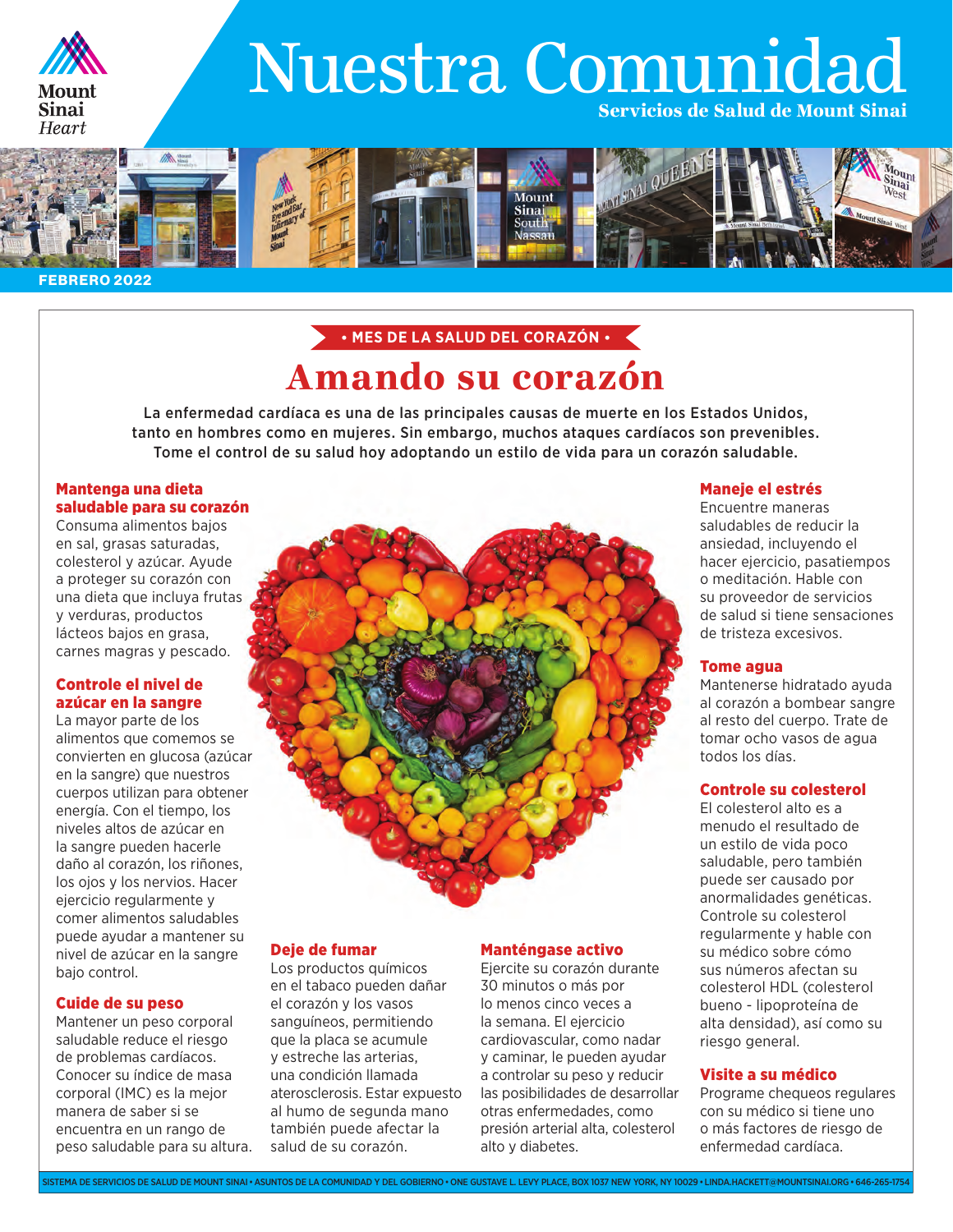Mount Sinai Heart

# Nuestra Comunidad

**Servicios de Salud de Mount Sinai**

**FEBRERO 2022**

**• MES DE LA SALUD DEL CORAZÓN •**

## Amando su corazón

La enfermedad cardíaca es una de las principales causas de muerte en los Estados Unidos, tanto en hombres como en mujeres. Sin embargo, muchos ataques cardíacos son prevenibles. Tome el control de su salud hoy adoptando un estilo de vida para un corazón saludable.

### Mantenga una dieta saludable para su corazón

Consuma alimentos bajos en sal, grasas saturadas, colesterol y azúcar. Ayude a proteger su corazón con una dieta que incluya frutas y verduras, productos lácteos bajos en grasa, carnes magras y pescado.

### Controle el nivel de azúcar en la sangre

La mayor parte de los alimentos que comemos se convierten en glucosa (azúcar en la sangre) que nuestros cuerpos utilizan para obtener energía. Con el tiempo, los niveles altos de azúcar en la sangre pueden hacerle daño al corazón, los riñones, los ojos y los nervios. Hacer ejercicio regularmente y comer alimentos saludables puede ayudar a mantener su nivel de azúcar en la sangre bajo control.

### Cuide de su peso

Mantener un peso corporal saludable reduce el riesgo de problemas cardíacos. Conocer su índice de masa corporal (IMC) es la mejor manera de saber si se encuentra en un rango de peso saludable para su altura.

### Deje de fumar

Los productos químicos en el tabaco pueden dañar el corazón y los vasos sanguíneos, permitiendo que la placa se acumule y estreche las arterias, una condición llamada aterosclerosis. Estar expuesto al humo de segunda mano también puede afectar la salud de su corazón.

### Manténgase activo

Ejercite su corazón durante 30 minutos o más por lo menos cinco veces a la semana. El ejercicio cardiovascular, como nadar y caminar, le pueden ayudar a controlar su peso y reducir las posibilidades de desarrollar otras enfermedades, como presión arterial alta, colesterol alto y diabetes.

### Maneje el estrés

Encuentre maneras saludables de reducir la ansiedad, incluyendo el hacer ejercicio, pasatiempos o meditación. Hable con su proveedor de servicios de salud si tiene sensaciones de tristeza excesivos.

### Tome agua

Mantenerse hidratado ayuda al corazón a bombear sangre al resto del cuerpo. Trate de tomar ocho vasos de agua todos los días.

### Controle su colesterol

El colesterol alto es a menudo el resultado de un estilo de vida poco saludable, pero también puede ser causado por anormalidades genéticas. Controle su colesterol regularmente y hable con su médico sobre cómo sus números afectan su colesterol HDL (colesterol bueno - lipoproteína de alta densidad), así como su riesgo general.

### Visite a su médico

Programe chequeos regulares con su médico si tiene uno o más factores de riesgo de enfermedad cardíaca.

SISTEMA DE SERVICIOS DE SALUD DE MOUNT SINAI • ASUNTOS DE LA COMUNIDAD Y DEL GOBIERNO • ONE GUSTAVE L. LEVY PLACE, BOX 1037 NEW YORK, NY 10029 • LINDA.HACKETT@MOUNTSINAI.ORG • 646-265-1754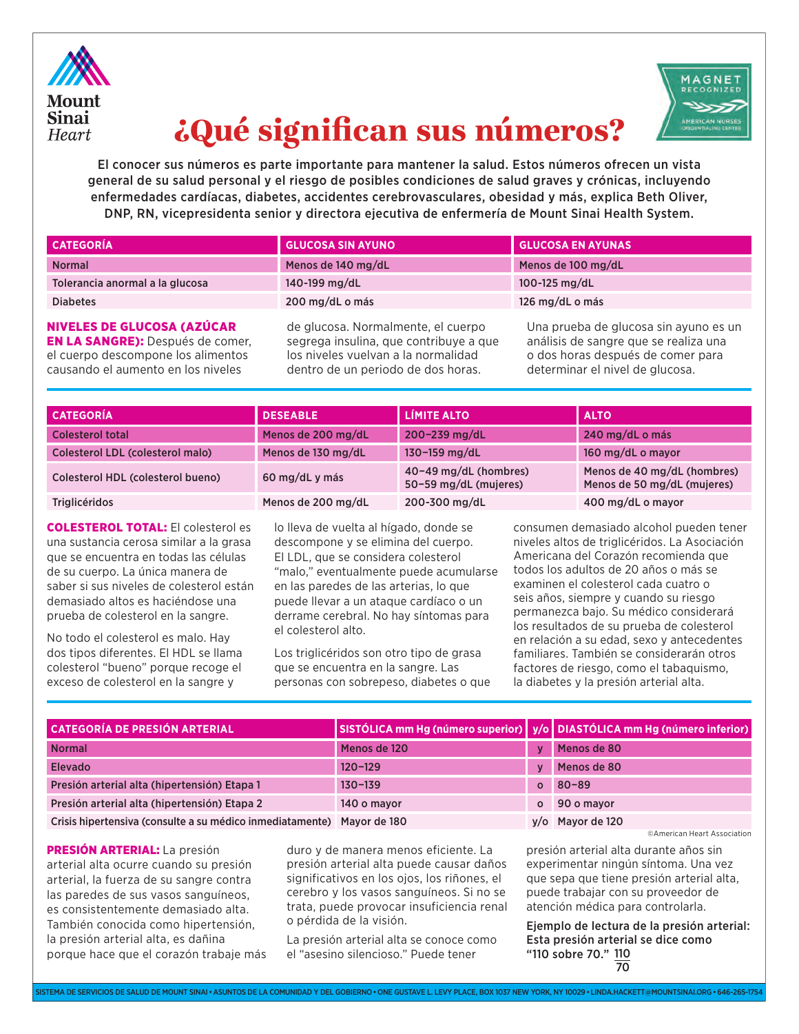Mount Sinai Heart

MAGNET RECOGNIZED AMERICAN NURSES CREDENTIALING CENTER

# ¿Qué significan sus números?

El conocer sus números es parte importante para mantener la salud. Estos números ofrecen un vista general de su salud personal y el riesgo de posibles condiciones de salud graves y crónicas, incluyendo enfermedades cardíacas, diabetes, accidentes cerebrovasculares, obesidad y más, explica Beth Oliver, DNP, RN, vicepresidenta senior y directora ejecutiva de enfermería de Mount Sinai Health System.

| CATEGORÍA | GLUCOSA SIN AYUNO | GLUCOSA EN AYUNAS |
|---|---|---|
| Normal | Menos de 140 mg/dL | Menos de 100 mg/dL |
| Tolerancia anormal a la glucosa | 140-199 mg/dL | 100-125 mg/dL |
| Diabetes | 200 mg/dL o más | 126 mg/dL o más |

**NIVELES DE GLUCOSA (AZÚCAR EN LA SANGRE):** Después de comer, el cuerpo descompone los alimentos causando el aumento en los niveles de glucosa. Normalmente, el cuerpo segrega insulina, que contribuye a que los niveles vuelvan a la normalidad dentro de un periodo de dos horas.

Una prueba de glucosa sin ayuno es un análisis de sangre que se realiza una o dos horas después de comer para determinar el nivel de glucosa.

| CATEGORÍA | DESEABLE | LÍMITE ALTO | ALTO |
|---|---|---|---|
| Colesterol total | Menos de 200 mg/dL | 200–239 mg/dL | 240 mg/dL o más |
| Colesterol LDL (colesterol malo) | Menos de 130 mg/dL | 130–159 mg/dL | 160 mg/dL o mayor |
| Colesterol HDL (colesterol bueno) | 60 mg/dL y más | 40–49 mg/dL (hombres) 50–59 mg/dL (mujeres) | Menos de 40 mg/dL (hombres) Menos de 50 mg/dL (mujeres) |
| Triglicéridos | Menos de 200 mg/dL | 200-300 mg/dL | 400 mg/dL o mayor |

**COLESTEROL TOTAL:** El colesterol es una sustancia cerosa similar a la grasa que se encuentra en todas las células de su cuerpo. La única manera de saber si sus niveles de colesterol están demasiado altos es haciéndose una prueba de colesterol en la sangre.

No todo el colesterol es malo. Hay dos tipos diferentes. El HDL se llama colesterol "bueno" porque recoge el exceso de colesterol en la sangre y lo lleva de vuelta al hígado, donde se descompone y se elimina del cuerpo. El LDL, que se considera colesterol "malo," eventualmente puede acumularse en las paredes de las arterias, lo que puede llevar a un ataque cardíaco o un derrame cerebral. No hay síntomas para el colesterol alto.

Los triglicéridos son otro tipo de grasa que se encuentra en la sangre. Las personas con sobrepeso, diabetes o que consumen demasiado alcohol pueden tener niveles altos de triglicéridos. La Asociación Americana del Corazón recomienda que todos los adultos de 20 años o más se examinen el colesterol cada cuatro o seis años, siempre y cuando su riesgo permanezca bajo. Su médico considerará los resultados de su prueba de colesterol en relación a su edad, sexo y antecedentes familiares. También se considerarán otros factores de riesgo, como el tabaquismo, la diabetes y la presión arterial alta.

| CATEGORÍA DE PRESIÓN ARTERIAL | SISTÓLICA mm Hg (número superior) | y/o | DIASTÓLICA mm Hg (número inferior) |
|---|---|---|---|
| Normal | Menos de 120 | y | Menos de 80 |
| Elevado | 120–129 | y | Menos de 80 |
| Presión arterial alta (hipertensión) Etapa 1 | 130–139 | o | 80–89 |
| Presión arterial alta (hipertensión) Etapa 2 | 140 o mayor | o | 90 o mayor |
| Crisis hipertensiva (consulte a su médico inmediatamente) | Mayor de 180 | y/o | Mayor de 120 |

©American Heart Association

**PRESIÓN ARTERIAL:** La presión arterial alta ocurre cuando su presión arterial, la fuerza de su sangre contra las paredes de sus vasos sanguíneos, es consistentemente demasiado alta. También conocida como hipertensión, la presión arterial alta, es dañina porque hace que el corazón trabaje más duro y de manera menos eficiente. La presión arterial alta puede causar daños significativos en los ojos, los riñones, el cerebro y los vasos sanguíneos. Si no se trata, puede provocar insuficiencia renal o pérdida de la visión.

La presión arterial alta se conoce como el "asesino silencioso." Puede tener presión arterial alta durante años sin experimentar ningún síntoma. Una vez que sepa que tiene presión arterial alta, puede trabajar con su proveedor de atención médica para controlarla.

**Ejemplo de lectura de la presión arterial: Esta presión arterial se dice como "110 sobre 70."** $\frac{110}{70}$

SISTEMA DE SERVICIOS DE SALUD DE MOUNT SINAI • ASUNTOS DE LA COMUNIDAD Y DEL GOBIERNO • ONE GUSTAVE L. LEVY PLACE, BOX 1037 NEW YORK, NY 10029 • LINDA.HACKETT@MOUNTSINAI.ORG • 646-265-1754